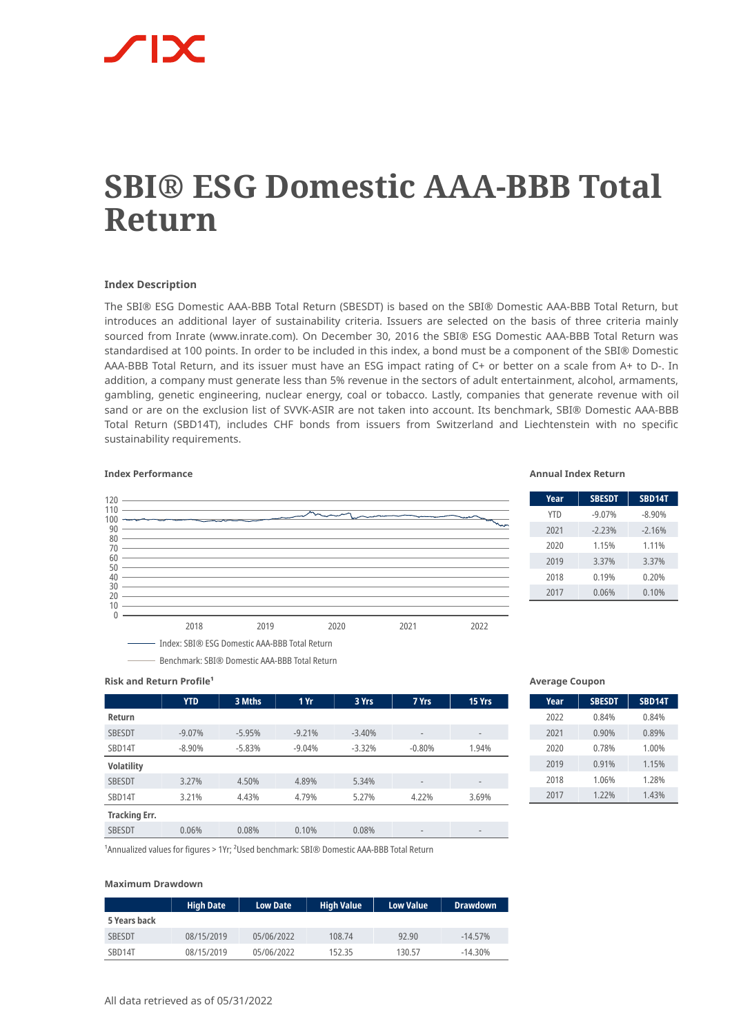# SBI® ESG Domestic AAA-BBB Total Return

## Index Description

The SBI® ESG Domestic AAA-BBB Total Return (SBESDT) is based on the SBI® Domestic AAA-BBB Total Return, but introduces an additional layer of sustainability criteria. Issuers are selected on the basis of three criteria mainly sourced from Inrate (www.inrate.com). On December 30, 2016 the SBI® ESG Domestic AAA-BBB Total Return was standardised at 100 points. In order to be included in this index, a bond must be a component of the SBI® Domestic AAA-BBB Total Return, and its issuer must have an ESG impact rating of C+ or better on a scale from A+ to D-. In addition, a company must generate less than 5% revenue in the sectors of adult entertainment, alcohol, armaments, gambling, genetic engineering, nuclear energy, coal or tobacco. Lastly, companies that generate revenue with oil sand or are on the exclusion list of SVVK-ASIR are not taken into account. Its benchmark, SBI® Domestic AAA-BBB Total Return (SBD14T), includes CHF bonds from issuers from Switzerland and Liechtenstein with no specific sustainability requirements.

### Index Performance

Index: SBI® ESG Domestic AAA-BBB Total Return

Benchmark: SBI® Domestic AAA-BBB Total Return

### Annual Index Return

| Year | SBESDT | SBD14T |
|---|---|---|
| YTD | -9.07% | -8.90% |
| 2021 | -2.23% | -2.16% |
| 2020 | 1.15% | 1.11% |
| 2019 | 3.37% | 3.37% |
| 2018 | 0.19% | 0.20% |
| 2017 | 0.06% | 0.10% |

### Risk and Return Profile[1]

| | YTD | 3 Mths | 1 Yr | 3 Yrs | 7 Yrs | 15 Yrs |
|---|---|---|---|---|---|---|
| **Return** | | | | | | |
| SBESDT | -9.07% | -5.95% | -9.21% | -3.40% | - | - |
| SBD14T | -8.90% | -5.83% | -9.04% | -3.32% | -0.80% | 1.94% |
| **Volatility** | | | | | | |
| SBESDT | 3.27% | 4.50% | 4.89% | 5.34% | - | - |
| SBD14T | 3.21% | 4.43% | 4.79% | 5.27% | 4.22% | 3.69% |
| **Tracking Err.** | | | | | | |
| SBESDT | 0.06% | 0.08% | 0.10% | 0.08% | - | - |

[1]Annualized values for figures > 1Yr; [2]Used benchmark: SBI® Domestic AAA-BBB Total Return

### Average Coupon

| Year | SBESDT | SBD14T |
|---|---|---|
| 2022 | 0.84% | 0.84% |
| 2021 | 0.90% | 0.89% |
| 2020 | 0.78% | 1.00% |
| 2019 | 0.91% | 1.15% |
| 2018 | 1.06% | 1.28% |
| 2017 | 1.22% | 1.43% |

### Maximum Drawdown

| | High Date | Low Date | High Value | Low Value | Drawdown |
|---|---|---|---|---|---|
| **5 Years back** | | | | | |
| SBESDT | 08/15/2019 | 05/06/2022 | 108.74 | 92.90 | -14.57% |
| SBD14T | 08/15/2019 | 05/06/2022 | 152.35 | 130.57 | -14.30% |

All data retrieved as of 05/31/2022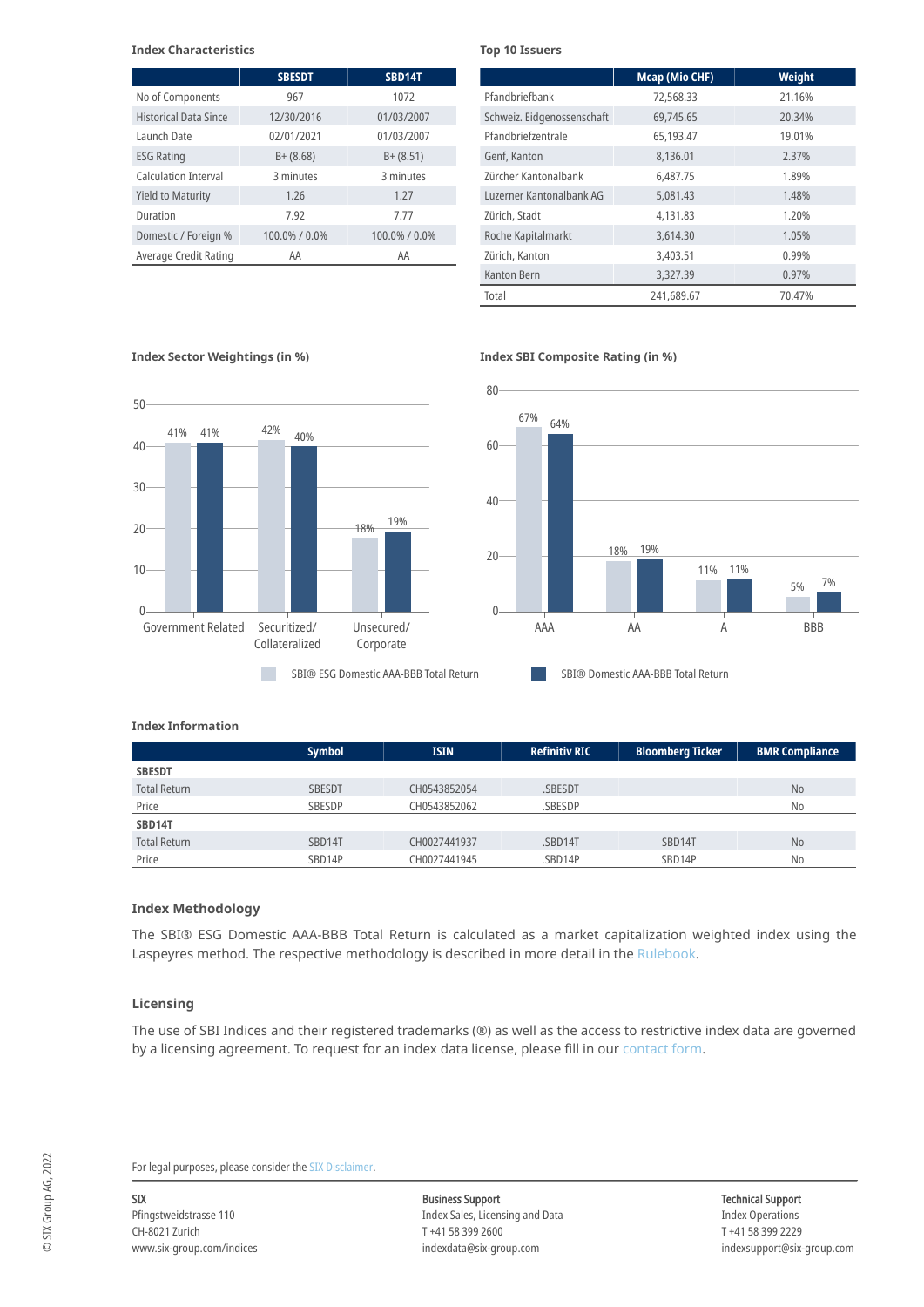### Index Characteristics

| | SBESDT | SBD14T |
|---|---|---|
| No of Components | 967 | 1072 |
| Historical Data Since | 12/30/2016 | 01/03/2007 |
| Launch Date | 02/01/2021 | 01/03/2007 |
| ESG Rating | B+ (8.68) | B+ (8.51) |
| Calculation Interval | 3 minutes | 3 minutes |
| Yield to Maturity | 1.26 | 1.27 |
| Duration | 7.92 | 7.77 |
| Domestic / Foreign % | 100.0% / 0.0% | 100.0% / 0.0% |
| Average Credit Rating | AA | AA |

### Top 10 Issuers

| | Mcap (Mio CHF) | Weight |
|---|---|---|
| Pfandbriefbank | 72,568.33 | 21.16% |
| Schweiz. Eidgenossenschaft | 69,745.65 | 20.34% |
| Pfandbriefzentrale | 65,193.47 | 19.01% |
| Genf, Kanton | 8,136.01 | 2.37% |
| Zürcher Kantonalbank | 6,487.75 | 1.89% |
| Luzerner Kantonalbank AG | 5,081.43 | 1.48% |
| Zürich, Stadt | 4,131.83 | 1.20% |
| Roche Kapitalmarkt | 3,614.30 | 1.05% |
| Zürich, Kanton | 3,403.51 | 0.99% |
| Kanton Bern | 3,327.39 | 0.97% |
| Total | 241,689.67 | 70.47% |

### Index Sector Weightings (in %)

50
40
30
20
10
0

41% 41%
42% 40%
18% 19%

Government Related
Securitized/ Collateralized
Unsecured/ Corporate

### Index SBI Composite Rating (in %)

80
60
40
20
0

67% 64%
18% 19%
11% 11%
5% 7%

AAA
AA
A
BBB

SBI® ESG Domestic AAA-BBB Total Return
SBI® Domestic AAA-BBB Total Return

### Index Information

| | Symbol | ISIN | Refinitiv RIC | Bloomberg Ticker | BMR Compliance |
|---|---|---|---|---|---|
| **SBESDT** | | | | | |
| Total Return | SBESDT | CH0543852054 | .SBESDT | | No |
| Price | SBESDP | CH0543852062 | .SBESDP | | No |
| **SBD14T** | | | | | |
| Total Return | SBD14T | CH0027441937 | .SBD14T | SBD14T | No |
| Price | SBD14P | CH0027441945 | .SBD14P | SBD14P | No |

### Index Methodology

The SBI® ESG Domestic AAA-BBB Total Return is calculated as a market capitalization weighted index using the Laspeyres method. The respective methodology is described in more detail in the Rulebook.

### Licensing

The use of SBI Indices and their registered trademarks (®) as well as the access to restrictive index data are governed by a licensing agreement. To request for an index data license, please fill in our contact form.

For legal purposes, please consider the SIX Disclaimer.

**SIX**
Pfingstweidstrasse 110
CH-8021 Zurich
www.six-group.com/indices

**Business Support**
Index Sales, Licensing and Data
T +41 58 399 2600
indexdata@six-group.com

**Technical Support**
Index Operations
T +41 58 399 2229
indexsupport@six-group.com

© SIX Group AG, 2022